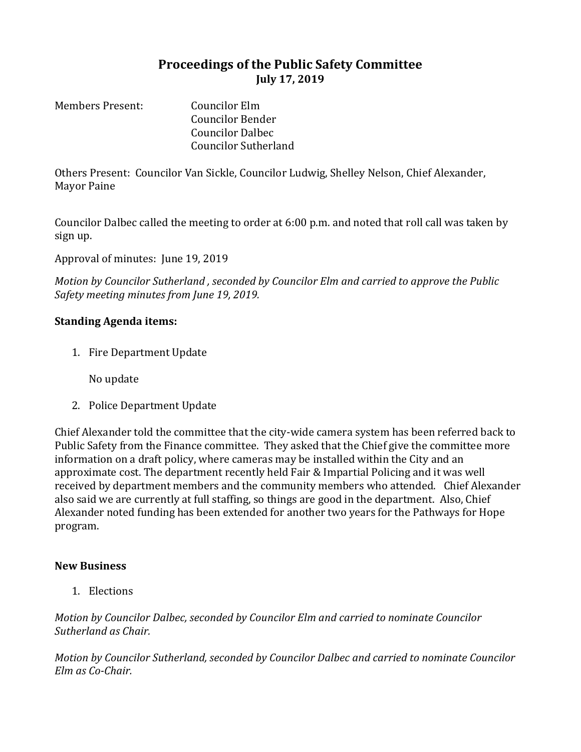# Proceedings of the Public Safety Committee
## July 17, 2019

Members Present: Councilor Elm
Councilor Bender
Councilor Dalbec
Councilor Sutherland

Others Present: Councilor Van Sickle, Councilor Ludwig, Shelley Nelson, Chief Alexander, Mayor Paine

Councilor Dalbec called the meeting to order at 6:00 p.m. and noted that roll call was taken by sign up.

Approval of minutes: June 19, 2019

*Motion by Councilor Sutherland , seconded by Councilor Elm and carried to approve the Public Safety meeting minutes from June 19, 2019.*

**Standing Agenda items:**

1. Fire Department Update

   No update

2. Police Department Update

Chief Alexander told the committee that the city-wide camera system has been referred back to Public Safety from the Finance committee. They asked that the Chief give the committee more information on a draft policy, where cameras may be installed within the City and an approximate cost. The department recently held Fair & Impartial Policing and it was well received by department members and the community members who attended. Chief Alexander also said we are currently at full staffing, so things are good in the department. Also, Chief Alexander noted funding has been extended for another two years for the Pathways for Hope program.

**New Business**

1. Elections

*Motion by Councilor Dalbec, seconded by Councilor Elm and carried to nominate Councilor Sutherland as Chair.*

*Motion by Councilor Sutherland, seconded by Councilor Dalbec and carried to nominate Councilor Elm as Co-Chair.*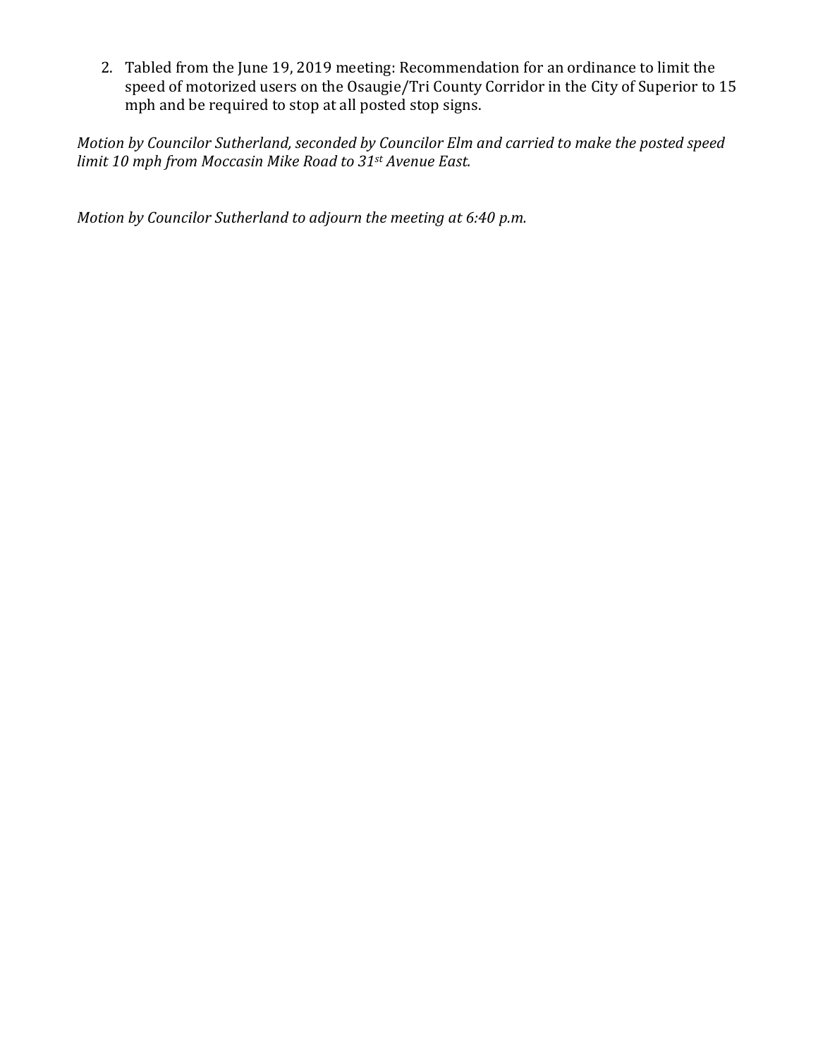2. Tabled from the June 19, 2019 meeting: Recommendation for an ordinance to limit the speed of motorized users on the Osaugie/Tri County Corridor in the City of Superior to 15 mph and be required to stop at all posted stop signs.

*Motion by Councilor Sutherland, seconded by Councilor Elm and carried to make the posted speed limit 10 mph from Moccasin Mike Road to 31st Avenue East.*

*Motion by Councilor Sutherland to adjourn the meeting at 6:40 p.m.*